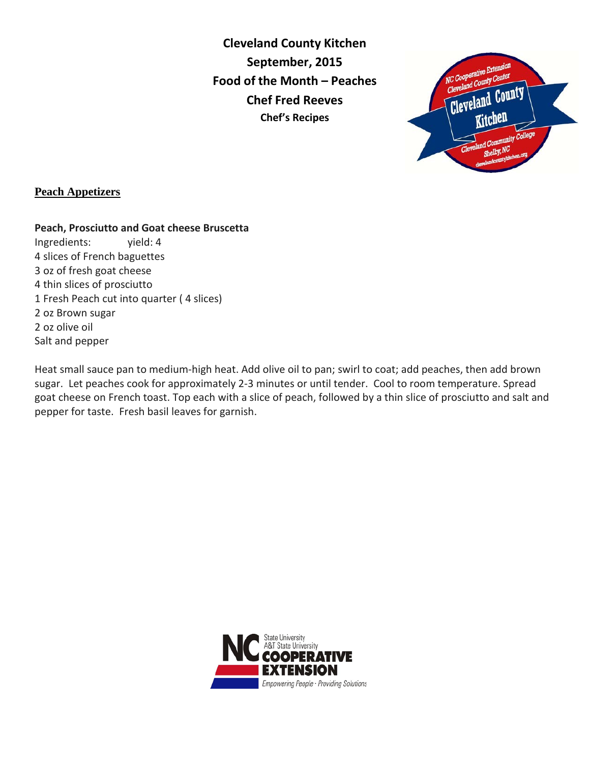**Cleveland County Kitchen**
**September, 2015**
**Food of the Month – Peaches**
**Chef Fred Reeves**
**Chef's Recipes**

## Peach Appetizers

### Peach, Prosciutto and Goat cheese Bruscetta

Ingredients: yield: 4

4 slices of French baguettes
3 oz of fresh goat cheese
4 thin slices of prosciutto
1 Fresh Peach cut into quarter ( 4 slices)
2 oz Brown sugar
2 oz olive oil
Salt and pepper

Heat small sauce pan to medium-high heat. Add olive oil to pan; swirl to coat; add peaches, then add brown sugar. Let peaches cook for approximately 2-3 minutes or until tender. Cool to room temperature. Spread goat cheese on French toast. Top each with a slice of peach, followed by a thin slice of prosciutto and salt and pepper for taste. Fresh basil leaves for garnish.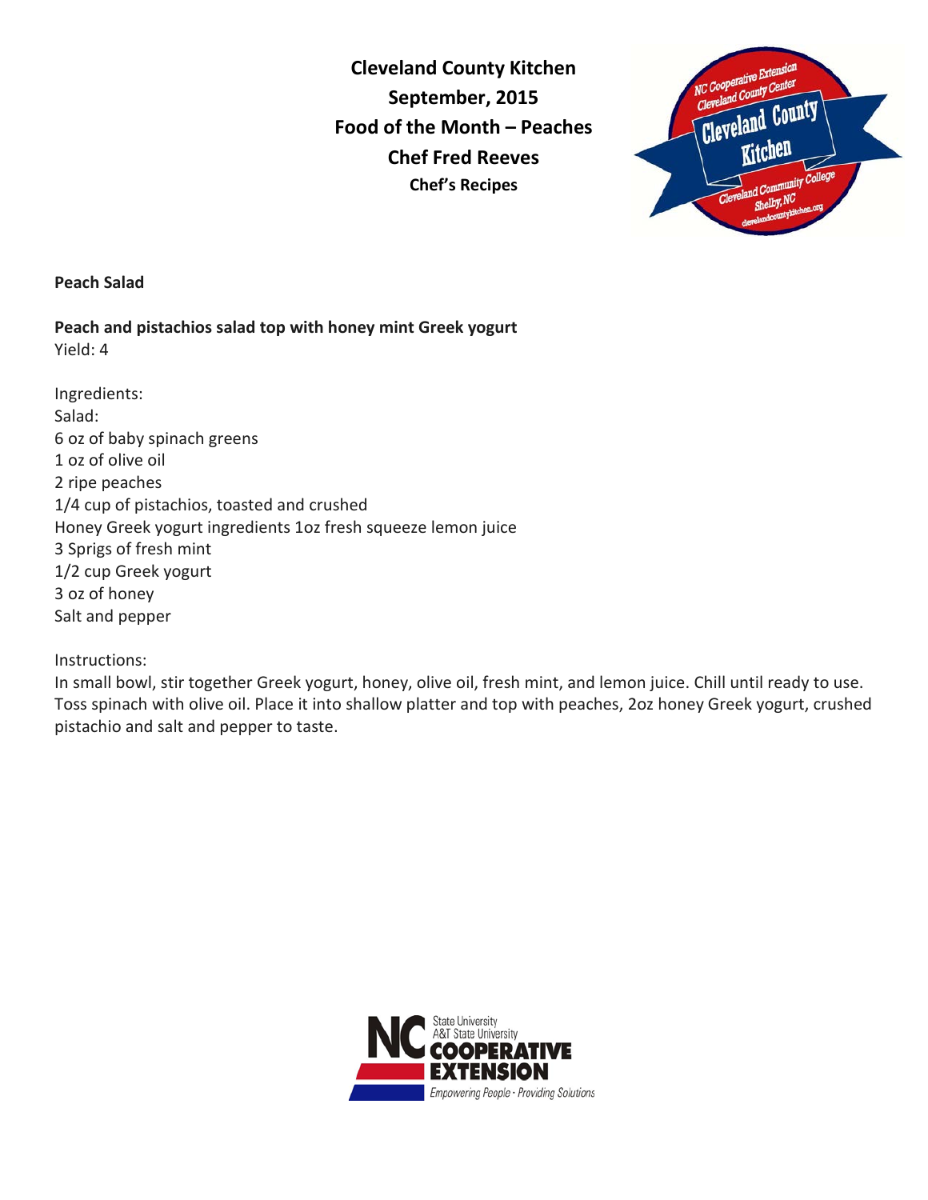**Cleveland County Kitchen**
**September, 2015**
**Food of the Month – Peaches**
**Chef Fred Reeves**
**Chef's Recipes**

**Peach Salad**

**Peach and pistachios salad top with honey mint Greek yogurt**
Yield: 4

Ingredients:
Salad:
6 oz of baby spinach greens
1 oz of olive oil
2 ripe peaches
1/4 cup of pistachios, toasted and crushed
Honey Greek yogurt ingredients 1oz fresh squeeze lemon juice
3 Sprigs of fresh mint
1/2 cup Greek yogurt
3 oz of honey
Salt and pepper

Instructions:
In small bowl, stir together Greek yogurt, honey, olive oil, fresh mint, and lemon juice. Chill until ready to use. Toss spinach with olive oil. Place it into shallow platter and top with peaches, 2oz honey Greek yogurt, crushed pistachio and salt and pepper to taste.